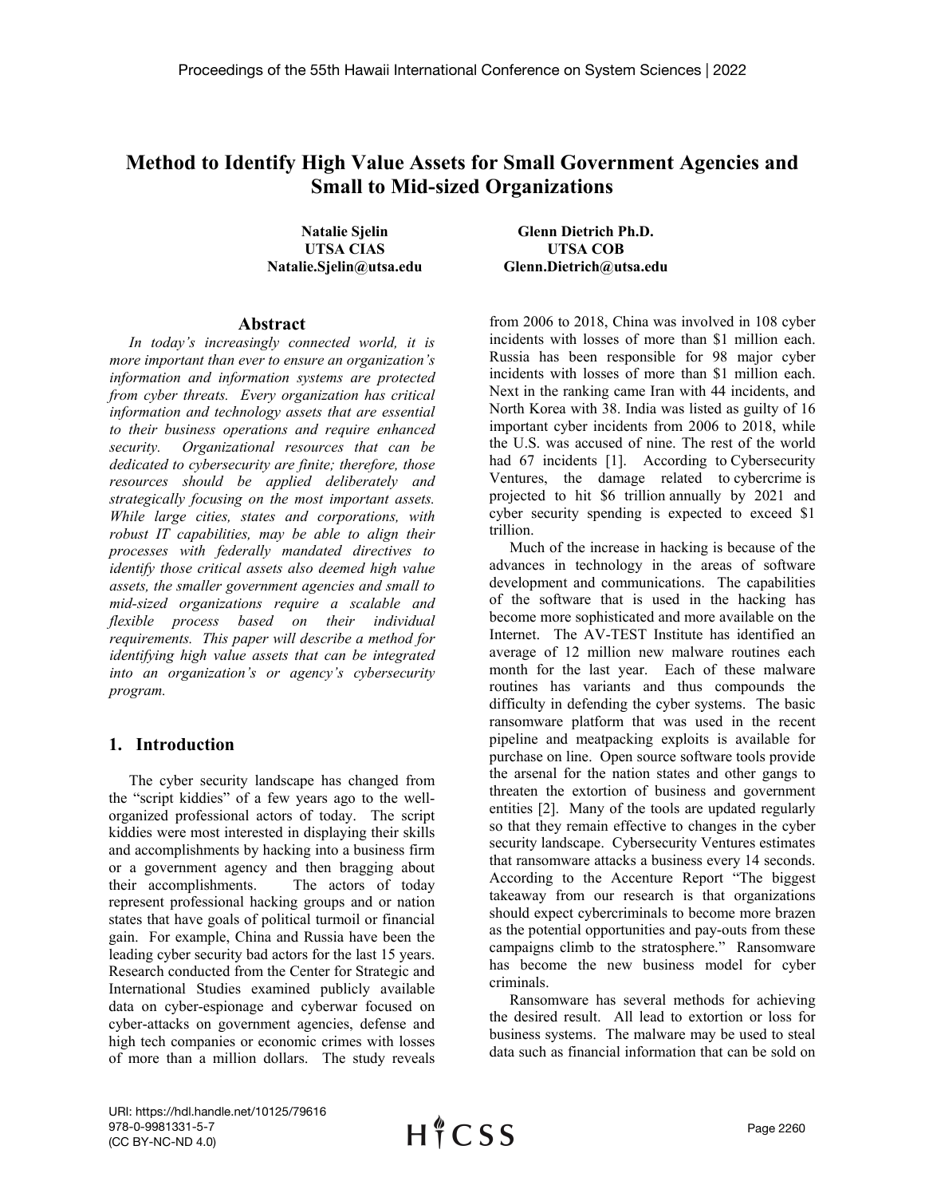# Method to Identify High Value Assets for Small Government Agencies and Small to Mid-sized Organizations

**Natalie Sjelin**
**UTSA CIAS**
**Natalie.Sjelin@utsa.edu**

**Glenn Dietrich Ph.D.**
**UTSA COB**
**Glenn.Dietrich@utsa.edu**

## Abstract

*In today's increasingly connected world, it is more important than ever to ensure an organization's information and information systems are protected from cyber threats. Every organization has critical information and technology assets that are essential to their business operations and require enhanced security. Organizational resources that can be dedicated to cybersecurity are finite; therefore, those resources should be applied deliberately and strategically focusing on the most important assets. While large cities, states and corporations, with robust IT capabilities, may be able to align their processes with federally mandated directives to identify those critical assets also deemed high value assets, the smaller government agencies and small to mid-sized organizations require a scalable and flexible process based on their individual requirements. This paper will describe a method for identifying high value assets that can be integrated into an organization's or agency's cybersecurity program.*

## 1. Introduction

The cyber security landscape has changed from the "script kiddies" of a few years ago to the well-organized professional actors of today. The script kiddies were most interested in displaying their skills and accomplishments by hacking into a business firm or a government agency and then bragging about their accomplishments. The actors of today represent professional hacking groups and or nation states that have goals of political turmoil or financial gain. For example, China and Russia have been the leading cyber security bad actors for the last 15 years. Research conducted from the Center for Strategic and International Studies examined publicly available data on cyber-espionage and cyberwar focused on cyber-attacks on government agencies, defense and high tech companies or economic crimes with losses of more than a million dollars. The study reveals from 2006 to 2018, China was involved in 108 cyber incidents with losses of more than $1 million each. Russia has been responsible for 98 major cyber incidents with losses of more than $1 million each. Next in the ranking came Iran with 44 incidents, and North Korea with 38. India was listed as guilty of 16 important cyber incidents from 2006 to 2018, while the U.S. was accused of nine. The rest of the world had 67 incidents [1]. According to Cybersecurity Ventures, the damage related to cybercrime is projected to hit $6 trillion annually by 2021 and cyber security spending is expected to exceed $1 trillion.

Much of the increase in hacking is because of the advances in technology in the areas of software development and communications. The capabilities of the software that is used in the hacking has become more sophisticated and more available on the Internet. The AV-TEST Institute has identified an average of 12 million new malware routines each month for the last year. Each of these malware routines has variants and thus compounds the difficulty in defending the cyber systems. The basic ransomware platform that was used in the recent pipeline and meatpacking exploits is available for purchase on line. Open source software tools provide the arsenal for the nation states and other gangs to threaten the extortion of business and government entities [2]. Many of the tools are updated regularly so that they remain effective to changes in the cyber security landscape. Cybersecurity Ventures estimates that ransomware attacks a business every 14 seconds. According to the Accenture Report "The biggest takeaway from our research is that organizations should expect cybercriminals to become more brazen as the potential opportunities and pay-outs from these campaigns climb to the stratosphere." Ransomware has become the new business model for cyber criminals.

Ransomware has several methods for achieving the desired result. All lead to extortion or loss for business systems. The malware may be used to steal data such as financial information that can be sold on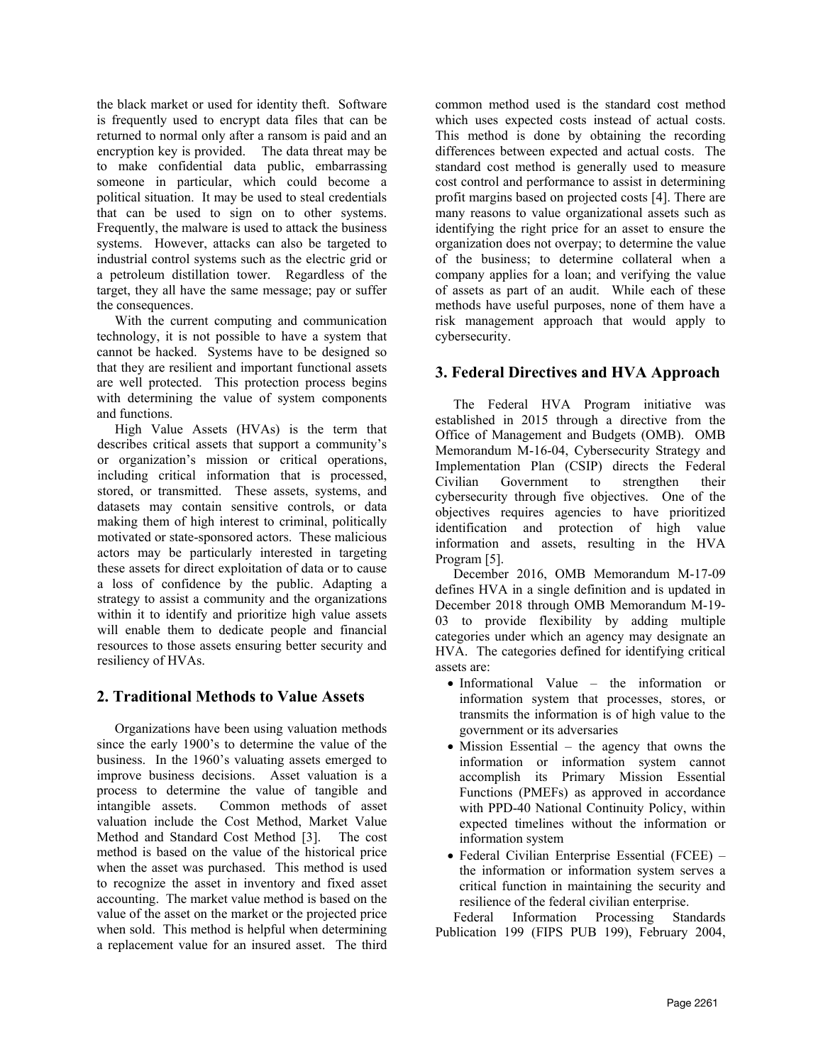the black market or used for identity theft. Software is frequently used to encrypt data files that can be returned to normal only after a ransom is paid and an encryption key is provided. The data threat may be to make confidential data public, embarrassing someone in particular, which could become a political situation. It may be used to steal credentials that can be used to sign on to other systems. Frequently, the malware is used to attack the business systems. However, attacks can also be targeted to industrial control systems such as the electric grid or a petroleum distillation tower. Regardless of the target, they all have the same message; pay or suffer the consequences.

With the current computing and communication technology, it is not possible to have a system that cannot be hacked. Systems have to be designed so that they are resilient and important functional assets are well protected. This protection process begins with determining the value of system components and functions.

High Value Assets (HVAs) is the term that describes critical assets that support a community's or organization's mission or critical operations, including critical information that is processed, stored, or transmitted. These assets, systems, and datasets may contain sensitive controls, or data making them of high interest to criminal, politically motivated or state-sponsored actors. These malicious actors may be particularly interested in targeting these assets for direct exploitation of data or to cause a loss of confidence by the public. Adapting a strategy to assist a community and the organizations within it to identify and prioritize high value assets will enable them to dedicate people and financial resources to those assets ensuring better security and resiliency of HVAs.

## 2. Traditional Methods to Value Assets

Organizations have been using valuation methods since the early 1900's to determine the value of the business. In the 1960's valuating assets emerged to improve business decisions. Asset valuation is a process to determine the value of tangible and intangible assets. Common methods of asset valuation include the Cost Method, Market Value Method and Standard Cost Method [3]. The cost method is based on the value of the historical price when the asset was purchased. This method is used to recognize the asset in inventory and fixed asset accounting. The market value method is based on the value of the asset on the market or the projected price when sold. This method is helpful when determining a replacement value for an insured asset. The third common method used is the standard cost method which uses expected costs instead of actual costs. This method is done by obtaining the recording differences between expected and actual costs. The standard cost method is generally used to measure cost control and performance to assist in determining profit margins based on projected costs [4]. There are many reasons to value organizational assets such as identifying the right price for an asset to ensure the organization does not overpay; to determine the value of the business; to determine collateral when a company applies for a loan; and verifying the value of assets as part of an audit. While each of these methods have useful purposes, none of them have a risk management approach that would apply to cybersecurity.

## 3. Federal Directives and HVA Approach

The Federal HVA Program initiative was established in 2015 through a directive from the Office of Management and Budgets (OMB). OMB Memorandum M-16-04, Cybersecurity Strategy and Implementation Plan (CSIP) directs the Federal Civilian Government to strengthen their cybersecurity through five objectives. One of the objectives requires agencies to have prioritized identification and protection of high value information and assets, resulting in the HVA Program [5].

December 2016, OMB Memorandum M-17-09 defines HVA in a single definition and is updated in December 2018 through OMB Memorandum M-19-03 to provide flexibility by adding multiple categories under which an agency may designate an HVA. The categories defined for identifying critical assets are:

- Informational Value – the information or information system that processes, stores, or transmits the information is of high value to the government or its adversaries
- Mission Essential – the agency that owns the information or information system cannot accomplish its Primary Mission Essential Functions (PMEFs) as approved in accordance with PPD-40 National Continuity Policy, within expected timelines without the information or information system
- Federal Civilian Enterprise Essential (FCEE) – the information or information system serves a critical function in maintaining the security and resilience of the federal civilian enterprise.

Federal Information Processing Standards Publication 199 (FIPS PUB 199), February 2004,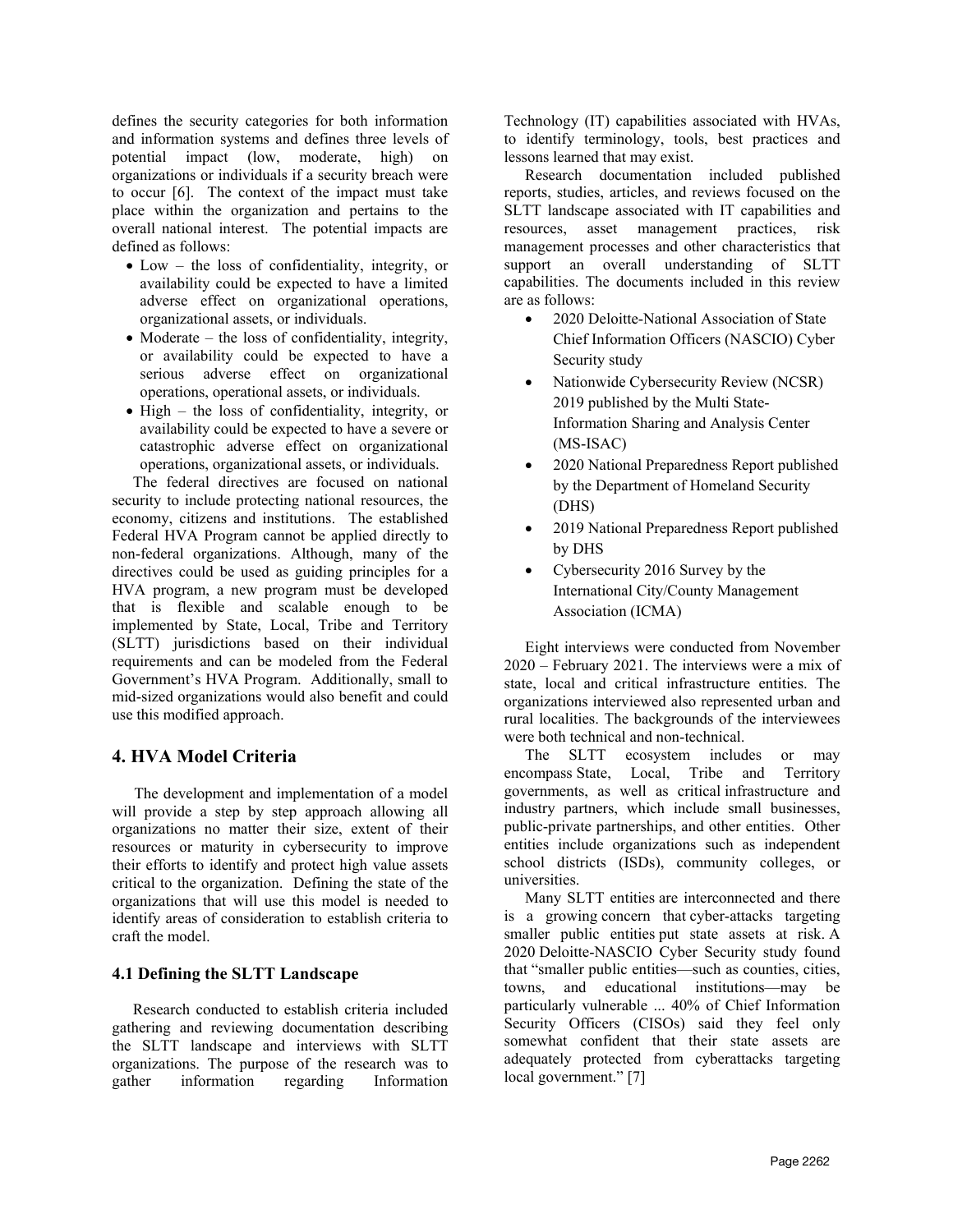defines the security categories for both information and information systems and defines three levels of potential impact (low, moderate, high) on organizations or individuals if a security breach were to occur [6]. The context of the impact must take place within the organization and pertains to the overall national interest. The potential impacts are defined as follows:

- Low – the loss of confidentiality, integrity, or availability could be expected to have a limited adverse effect on organizational operations, organizational assets, or individuals.
- Moderate – the loss of confidentiality, integrity, or availability could be expected to have a serious adverse effect on organizational operations, operational assets, or individuals.
- High – the loss of confidentiality, integrity, or availability could be expected to have a severe or catastrophic adverse effect on organizational operations, organizational assets, or individuals.

The federal directives are focused on national security to include protecting national resources, the economy, citizens and institutions. The established Federal HVA Program cannot be applied directly to non-federal organizations. Although, many of the directives could be used as guiding principles for a HVA program, a new program must be developed that is flexible and scalable enough to be implemented by State, Local, Tribe and Territory (SLTT) jurisdictions based on their individual requirements and can be modeled from the Federal Government's HVA Program. Additionally, small to mid-sized organizations would also benefit and could use this modified approach.

## 4. HVA Model Criteria

The development and implementation of a model will provide a step by step approach allowing all organizations no matter their size, extent of their resources or maturity in cybersecurity to improve their efforts to identify and protect high value assets critical to the organization. Defining the state of the organizations that will use this model is needed to identify areas of consideration to establish criteria to craft the model.

### 4.1 Defining the SLTT Landscape

Research conducted to establish criteria included gathering and reviewing documentation describing the SLTT landscape and interviews with SLTT organizations. The purpose of the research was to gather information regarding Information Technology (IT) capabilities associated with HVAs, to identify terminology, tools, best practices and lessons learned that may exist.

Research documentation included published reports, studies, articles, and reviews focused on the SLTT landscape associated with IT capabilities and resources, asset management practices, risk management processes and other characteristics that support an overall understanding of SLTT capabilities. The documents included in this review are as follows:

- 2020 Deloitte-National Association of State Chief Information Officers (NASCIO) Cyber Security study
- Nationwide Cybersecurity Review (NCSR) 2019 published by the Multi State-Information Sharing and Analysis Center (MS-ISAC)
- 2020 National Preparedness Report published by the Department of Homeland Security (DHS)
- 2019 National Preparedness Report published by DHS
- Cybersecurity 2016 Survey by the International City/County Management Association (ICMA)

Eight interviews were conducted from November 2020 – February 2021. The interviews were a mix of state, local and critical infrastructure entities. The organizations interviewed also represented urban and rural localities. The backgrounds of the interviewees were both technical and non-technical.

The SLTT ecosystem includes or may encompass State, Local, Tribe and Territory governments, as well as critical infrastructure and industry partners, which include small businesses, public-private partnerships, and other entities. Other entities include organizations such as independent school districts (ISDs), community colleges, or universities.

Many SLTT entities are interconnected and there is a growing concern that cyber-attacks targeting smaller public entities put state assets at risk. A 2020 Deloitte-NASCIO Cyber Security study found that "smaller public entities—such as counties, cities, towns, and educational institutions—may be particularly vulnerable ... 40% of Chief Information Security Officers (CISOs) said they feel only somewhat confident that their state assets are adequately protected from cyberattacks targeting local government." [7]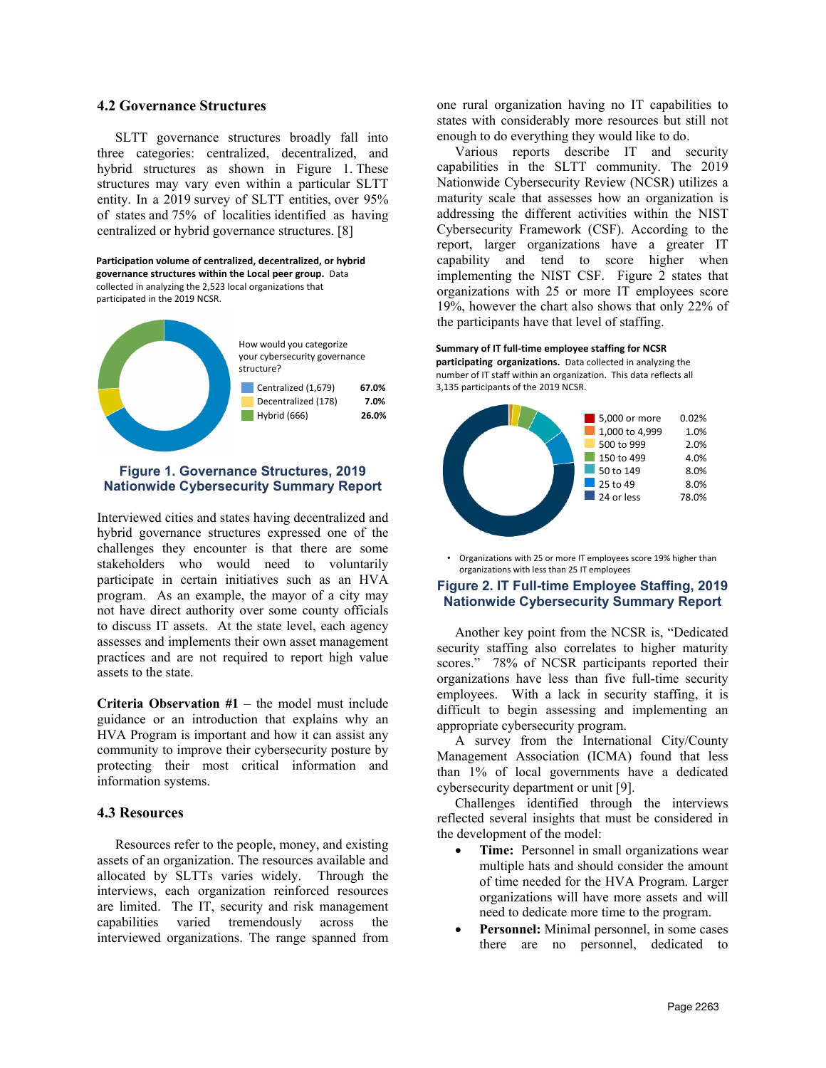### 4.2 Governance Structures

SLTT governance structures broadly fall into three categories: centralized, decentralized, and hybrid structures as shown in Figure 1. These structures may vary even within a particular SLTT entity. In a 2019 survey of SLTT entities, over 95% of states and 75% of localities identified as having centralized or hybrid governance structures. [8]

**Participation volume of centralized, decentralized, or hybrid governance structures within the Local peer group.** Data collected in analyzing the 2,523 local organizations that participated in the 2019 NCSR.

How would you categorize your cybersecurity governance structure?

| Category | Percent |
| --- | --- |
| Centralized (1,679) | 67.0% |
| Decentralized (178) | 7.0% |
| Hybrid (666) | 26.0% |

**Figure 1. Governance Structures, 2019 Nationwide Cybersecurity Summary Report**

Interviewed cities and states having decentralized and hybrid governance structures expressed one of the challenges they encounter is that there are some stakeholders who would need to voluntarily participate in certain initiatives such as an HVA program. As an example, the mayor of a city may not have direct authority over some county officials to discuss IT assets. At the state level, each agency assesses and implements their own asset management practices and are not required to report high value assets to the state.

**Criteria Observation #1** – the model must include guidance or an introduction that explains why an HVA Program is important and how it can assist any community to improve their cybersecurity posture by protecting their most critical information and information systems.

### 4.3 Resources

Resources refer to the people, money, and existing assets of an organization. The resources available and allocated by SLTTs varies widely. Through the interviews, each organization reinforced resources are limited. The IT, security and risk management capabilities varied tremendously across the interviewed organizations. The range spanned from one rural organization having no IT capabilities to states with considerably more resources but still not enough to do everything they would like to do.

Various reports describe IT and security capabilities in the SLTT community. The 2019 Nationwide Cybersecurity Review (NCSR) utilizes a maturity scale that assesses how an organization is addressing the different activities within the NIST Cybersecurity Framework (CSF). According to the report, larger organizations have a greater IT capability and tend to score higher when implementing the NIST CSF. Figure 2 states that organizations with 25 or more IT employees score 19%, however the chart also shows that only 22% of the participants have that level of staffing.

**Summary of IT full-time employee staffing for NCSR participating organizations.** Data collected in analyzing the number of IT staff within an organization. This data reflects all 3,135 participants of the 2019 NCSR.

| IT staff | Percent |
| --- | --- |
| 5,000 or more | 0.02% |
| 1,000 to 4,999 | 1.0% |
| 500 to 999 | 2.0% |
| 150 to 499 | 4.0% |
| 50 to 149 | 8.0% |
| 25 to 49 | 8.0% |
| 24 or less | 78.0% |

- Organizations with 25 or more IT employees score 19% higher than organizations with less than 25 IT employees

**Figure 2. IT Full-time Employee Staffing, 2019 Nationwide Cybersecurity Summary Report**

Another key point from the NCSR is, "Dedicated security staffing also correlates to higher maturity scores." 78% of NCSR participants reported their organizations have less than five full-time security employees. With a lack in security staffing, it is difficult to begin assessing and implementing an appropriate cybersecurity program.

A survey from the International City/County Management Association (ICMA) found that less than 1% of local governments have a dedicated cybersecurity department or unit [9].

Challenges identified through the interviews reflected several insights that must be considered in the development of the model:

- **Time:** Personnel in small organizations wear multiple hats and should consider the amount of time needed for the HVA Program. Larger organizations will have more assets and will need to dedicate more time to the program.
- **Personnel:** Minimal personnel, in some cases there are no personnel, dedicated to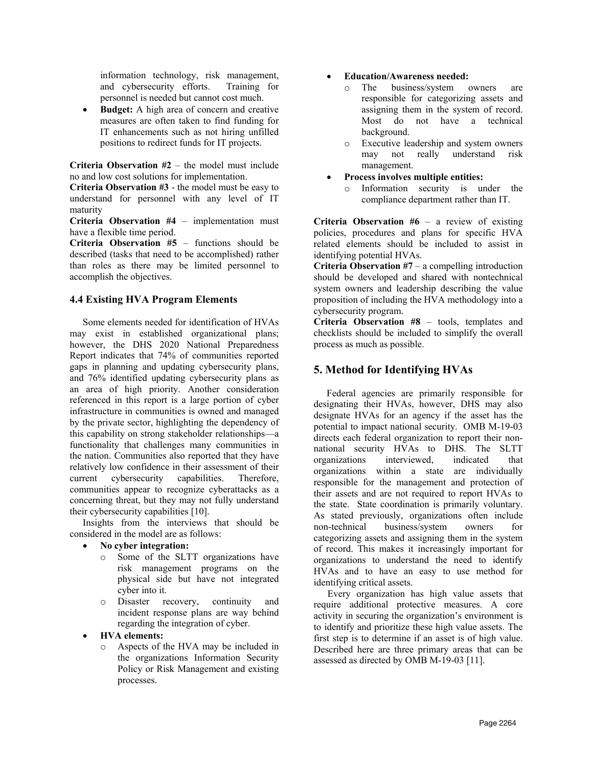information technology, risk management, and cybersecurity efforts. Training for personnel is needed but cannot cost much.

- **Budget:** A high area of concern and creative measures are often taken to find funding for IT enhancements such as not hiring unfilled positions to redirect funds for IT projects.

**Criteria Observation #2** – the model must include no and low cost solutions for implementation.

**Criteria Observation #3** - the model must be easy to understand for personnel with any level of IT maturity

**Criteria Observation #4** – implementation must have a flexible time period.

**Criteria Observation #5** – functions should be described (tasks that need to be accomplished) rather than roles as there may be limited personnel to accomplish the objectives.

### 4.4 Existing HVA Program Elements

Some elements needed for identification of HVAs may exist in established organizational plans; however, the DHS 2020 National Preparedness Report indicates that 74% of communities reported gaps in planning and updating cybersecurity plans, and 76% identified updating cybersecurity plans as an area of high priority. Another consideration referenced in this report is a large portion of cyber infrastructure in communities is owned and managed by the private sector, highlighting the dependency of this capability on strong stakeholder relationships—a functionality that challenges many communities in the nation. Communities also reported that they have relatively low confidence in their assessment of their current cybersecurity capabilities. Therefore, communities appear to recognize cyberattacks as a concerning threat, but they may not fully understand their cybersecurity capabilities [10].

Insights from the interviews that should be considered in the model are as follows:

- **No cyber integration:**
  - Some of the SLTT organizations have risk management programs on the physical side but have not integrated cyber into it.
  - Disaster recovery, continuity and incident response plans are way behind regarding the integration of cyber.
- **HVA elements:**
  - Aspects of the HVA may be included in the organizations Information Security Policy or Risk Management and existing processes.
- **Education/Awareness needed:**
  - The business/system owners are responsible for categorizing assets and assigning them in the system of record. Most do not have a technical background.
  - Executive leadership and system owners may not really understand risk management.
- **Process involves multiple entities:**
  - Information security is under the compliance department rather than IT.

**Criteria Observation #6** – a review of existing policies, procedures and plans for specific HVA related elements should be included to assist in identifying potential HVAs.

**Criteria Observation #7** – a compelling introduction should be developed and shared with nontechnical system owners and leadership describing the value proposition of including the HVA methodology into a cybersecurity program.

**Criteria Observation #8** – tools, templates and checklists should be included to simplify the overall process as much as possible.

## 5. Method for Identifying HVAs

Federal agencies are primarily responsible for designating their HVAs, however, DHS may also designate HVAs for an agency if the asset has the potential to impact national security. OMB M-19-03 directs each federal organization to report their non-national security HVAs to DHS. The SLTT organizations interviewed, indicated that organizations within a state are individually responsible for the management and protection of their assets and are not required to report HVAs to the state. State coordination is primarily voluntary. As stated previously, organizations often include non-technical business/system owners for categorizing assets and assigning them in the system of record. This makes it increasingly important for organizations to understand the need to identify HVAs and to have an easy to use method for identifying critical assets.

Every organization has high value assets that require additional protective measures. A core activity in securing the organization's environment is to identify and prioritize these high value assets. The first step is to determine if an asset is of high value. Described here are three primary areas that can be assessed as directed by OMB M-19-03 [11].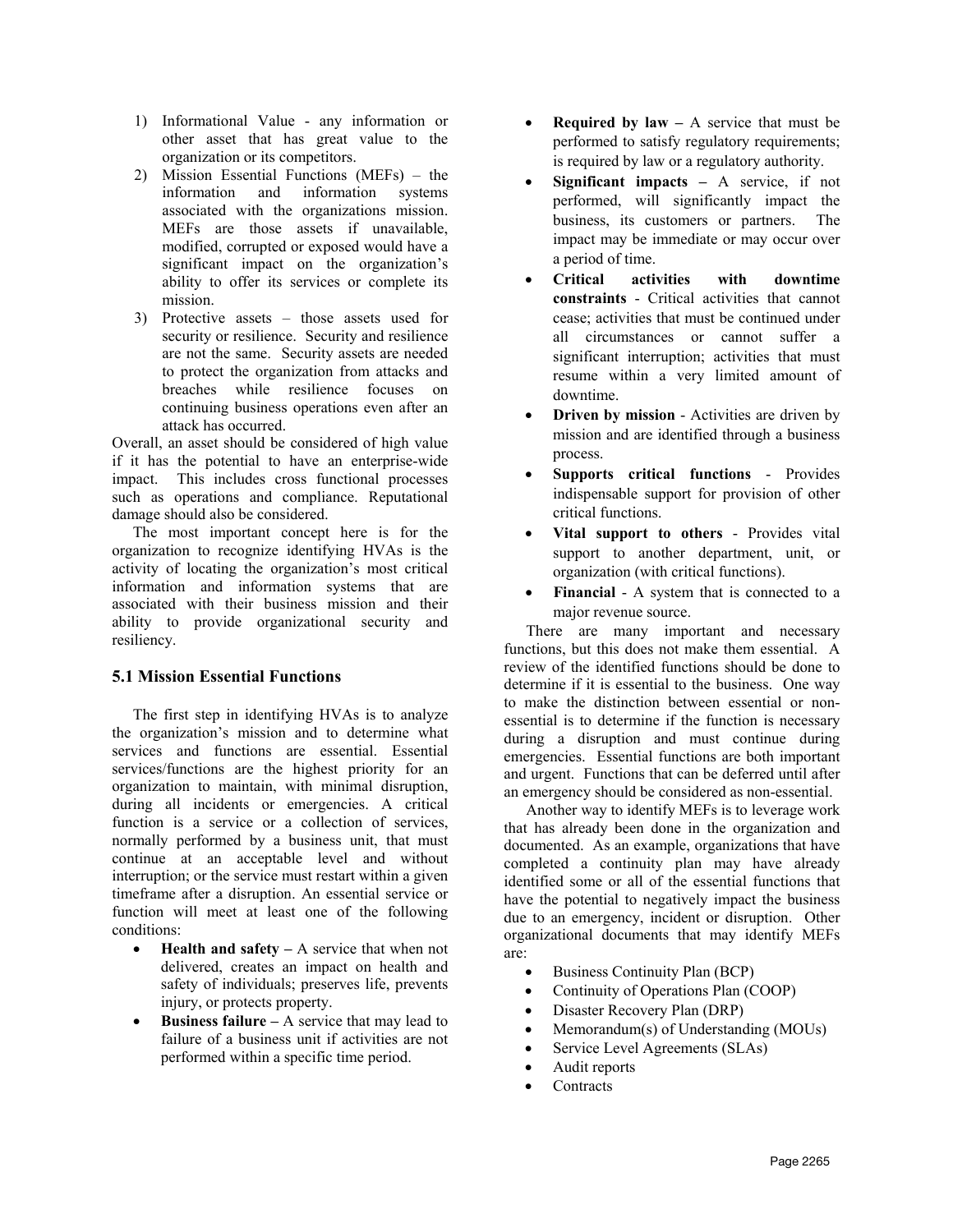1) Informational Value - any information or other asset that has great value to the organization or its competitors.
2) Mission Essential Functions (MEFs) – the information and information systems associated with the organizations mission. MEFs are those assets if unavailable, modified, corrupted or exposed would have a significant impact on the organization's ability to offer its services or complete its mission.
3) Protective assets – those assets used for security or resilience. Security and resilience are not the same. Security assets are needed to protect the organization from attacks and breaches while resilience focuses on continuing business operations even after an attack has occurred.

Overall, an asset should be considered of high value if it has the potential to have an enterprise-wide impact. This includes cross functional processes such as operations and compliance. Reputational damage should also be considered.

The most important concept here is for the organization to recognize identifying HVAs is the activity of locating the organization's most critical information and information systems that are associated with their business mission and their ability to provide organizational security and resiliency.

## 5.1 Mission Essential Functions

The first step in identifying HVAs is to analyze the organization's mission and to determine what services and functions are essential. Essential services/functions are the highest priority for an organization to maintain, with minimal disruption, during all incidents or emergencies. A critical function is a service or a collection of services, normally performed by a business unit, that must continue at an acceptable level and without interruption; or the service must restart within a given timeframe after a disruption. An essential service or function will meet at least one of the following conditions:

- **Health and safety –** A service that when not delivered, creates an impact on health and safety of individuals; preserves life, prevents injury, or protects property.
- **Business failure –** A service that may lead to failure of a business unit if activities are not performed within a specific time period.
- **Required by law –** A service that must be performed to satisfy regulatory requirements; is required by law or a regulatory authority.
- **Significant impacts –** A service, if not performed, will significantly impact the business, its customers or partners. The impact may be immediate or may occur over a period of time.
- **Critical activities with downtime constraints** - Critical activities that cannot cease; activities that must be continued under all circumstances or cannot suffer a significant interruption; activities that must resume within a very limited amount of downtime.
- **Driven by mission** - Activities are driven by mission and are identified through a business process.
- **Supports critical functions** - Provides indispensable support for provision of other critical functions.
- **Vital support to others** - Provides vital support to another department, unit, or organization (with critical functions).
- **Financial** - A system that is connected to a major revenue source.

There are many important and necessary functions, but this does not make them essential. A review of the identified functions should be done to determine if it is essential to the business. One way to make the distinction between essential or non-essential is to determine if the function is necessary during a disruption and must continue during emergencies. Essential functions are both important and urgent. Functions that can be deferred until after an emergency should be considered as non-essential.

Another way to identify MEFs is to leverage work that has already been done in the organization and documented. As an example, organizations that have completed a continuity plan may have already identified some or all of the essential functions that have the potential to negatively impact the business due to an emergency, incident or disruption. Other organizational documents that may identify MEFs are:

- Business Continuity Plan (BCP)
- Continuity of Operations Plan (COOP)
- Disaster Recovery Plan (DRP)
- Memorandum(s) of Understanding (MOUs)
- Service Level Agreements (SLAs)
- Audit reports
- Contracts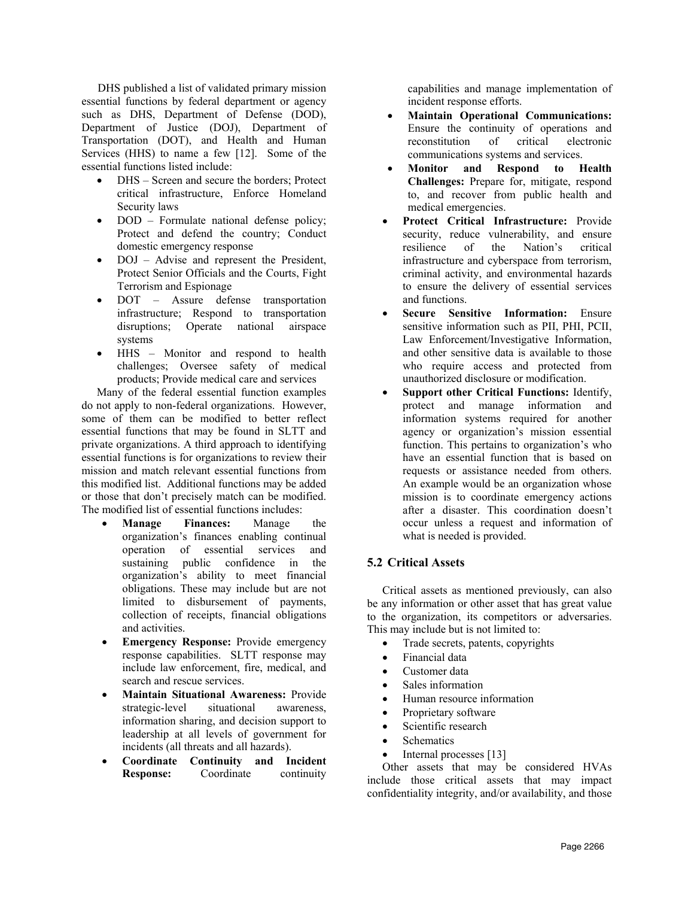DHS published a list of validated primary mission essential functions by federal department or agency such as DHS, Department of Defense (DOD), Department of Justice (DOJ), Department of Transportation (DOT), and Health and Human Services (HHS) to name a few [12]. Some of the essential functions listed include:

- DHS – Screen and secure the borders; Protect critical infrastructure, Enforce Homeland Security laws
- DOD – Formulate national defense policy; Protect and defend the country; Conduct domestic emergency response
- DOJ – Advise and represent the President, Protect Senior Officials and the Courts, Fight Terrorism and Espionage
- DOT – Assure defense transportation infrastructure; Respond to transportation disruptions; Operate national airspace systems
- HHS – Monitor and respond to health challenges; Oversee safety of medical products; Provide medical care and services

Many of the federal essential function examples do not apply to non-federal organizations. However, some of them can be modified to better reflect essential functions that may be found in SLTT and private organizations. A third approach to identifying essential functions is for organizations to review their mission and match relevant essential functions from this modified list. Additional functions may be added or those that don't precisely match can be modified. The modified list of essential functions includes:

- **Manage Finances:** Manage the organization's finances enabling continual operation of essential services and sustaining public confidence in the organization's ability to meet financial obligations. These may include but are not limited to disbursement of payments, collection of receipts, financial obligations and activities.
- **Emergency Response:** Provide emergency response capabilities. SLTT response may include law enforcement, fire, medical, and search and rescue services.
- **Maintain Situational Awareness:** Provide strategic-level situational awareness, information sharing, and decision support to leadership at all levels of government for incidents (all threats and all hazards).
- **Coordinate Continuity and Incident Response:** Coordinate continuity capabilities and manage implementation of incident response efforts.
- **Maintain Operational Communications:** Ensure the continuity of operations and reconstitution of critical electronic communications systems and services.
- **Monitor and Respond to Health Challenges:** Prepare for, mitigate, respond to, and recover from public health and medical emergencies.
- **Protect Critical Infrastructure:** Provide security, reduce vulnerability, and ensure resilience of the Nation's critical infrastructure and cyberspace from terrorism, criminal activity, and environmental hazards to ensure the delivery of essential services and functions.
- **Secure Sensitive Information:** Ensure sensitive information such as PII, PHI, PCII, Law Enforcement/Investigative Information, and other sensitive data is available to those who require access and protected from unauthorized disclosure or modification.
- **Support other Critical Functions:** Identify, protect and manage information and information systems required for another agency or organization's mission essential function. This pertains to organization's who have an essential function that is based on requests or assistance needed from others. An example would be an organization whose mission is to coordinate emergency actions after a disaster. This coordination doesn't occur unless a request and information of what is needed is provided.

## 5.2 Critical Assets

Critical assets as mentioned previously, can also be any information or other asset that has great value to the organization, its competitors or adversaries. This may include but is not limited to:

- Trade secrets, patents, copyrights
- Financial data
- Customer data
- Sales information
- Human resource information
- Proprietary software
- Scientific research
- Schematics
- Internal processes [13]

Other assets that may be considered HVAs include those critical assets that may impact confidentiality integrity, and/or availability, and those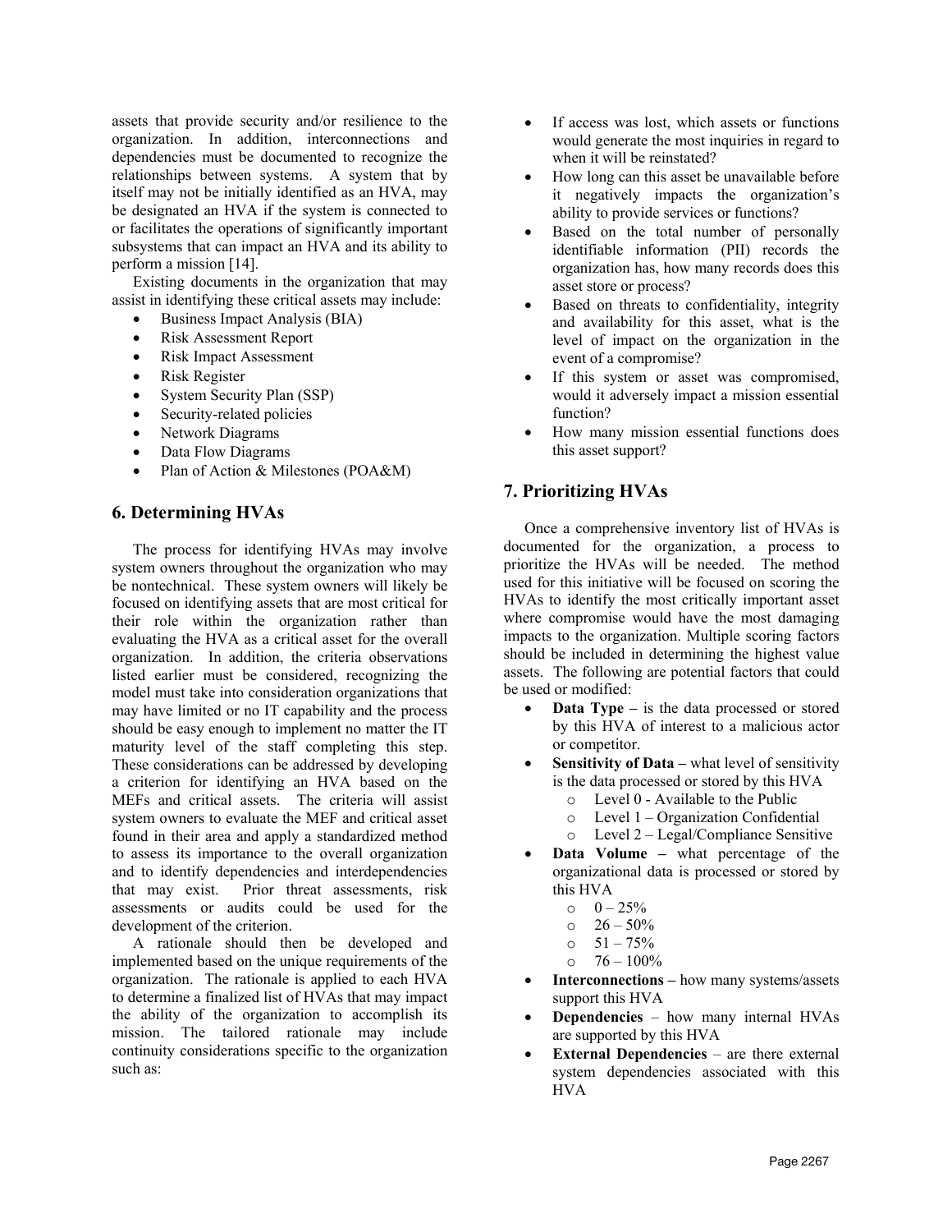assets that provide security and/or resilience to the organization. In addition, interconnections and dependencies must be documented to recognize the relationships between systems. A system that by itself may not be initially identified as an HVA, may be designated an HVA if the system is connected to or facilitates the operations of significantly important subsystems that can impact an HVA and its ability to perform a mission [14].

Existing documents in the organization that may assist in identifying these critical assets may include:

- Business Impact Analysis (BIA)
- Risk Assessment Report
- Risk Impact Assessment
- Risk Register
- System Security Plan (SSP)
- Security-related policies
- Network Diagrams
- Data Flow Diagrams
- Plan of Action & Milestones (POA&M)

## 6. Determining HVAs

The process for identifying HVAs may involve system owners throughout the organization who may be nontechnical. These system owners will likely be focused on identifying assets that are most critical for their role within the organization rather than evaluating the HVA as a critical asset for the overall organization. In addition, the criteria observations listed earlier must be considered, recognizing the model must take into consideration organizations that may have limited or no IT capability and the process should be easy enough to implement no matter the IT maturity level of the staff completing this step. These considerations can be addressed by developing a criterion for identifying an HVA based on the MEFs and critical assets. The criteria will assist system owners to evaluate the MEF and critical asset found in their area and apply a standardized method to assess its importance to the overall organization and to identify dependencies and interdependencies that may exist. Prior threat assessments, risk assessments or audits could be used for the development of the criterion.

A rationale should then be developed and implemented based on the unique requirements of the organization. The rationale is applied to each HVA to determine a finalized list of HVAs that may impact the ability of the organization to accomplish its mission. The tailored rationale may include continuity considerations specific to the organization such as:

- If access was lost, which assets or functions would generate the most inquiries in regard to when it will be reinstated?
- How long can this asset be unavailable before it negatively impacts the organization's ability to provide services or functions?
- Based on the total number of personally identifiable information (PII) records the organization has, how many records does this asset store or process?
- Based on threats to confidentiality, integrity and availability for this asset, what is the level of impact on the organization in the event of a compromise?
- If this system or asset was compromised, would it adversely impact a mission essential function?
- How many mission essential functions does this asset support?

## 7. Prioritizing HVAs

Once a comprehensive inventory list of HVAs is documented for the organization, a process to prioritize the HVAs will be needed. The method used for this initiative will be focused on scoring the HVAs to identify the most critically important asset where compromise would have the most damaging impacts to the organization. Multiple scoring factors should be included in determining the highest value assets. The following are potential factors that could be used or modified:

- **Data Type –** is the data processed or stored by this HVA of interest to a malicious actor or competitor.
- **Sensitivity of Data –** what level of sensitivity is the data processed or stored by this HVA
  - Level 0 - Available to the Public
  - Level 1 – Organization Confidential
  - Level 2 – Legal/Compliance Sensitive
- **Data Volume –** what percentage of the organizational data is processed or stored by this HVA
  - 0 – 25%
  - 26 – 50%
  - 51 – 75%
  - 76 – 100%
- **Interconnections –** how many systems/assets support this HVA
- **Dependencies** – how many internal HVAs are supported by this HVA
- **External Dependencies** – are there external system dependencies associated with this HVA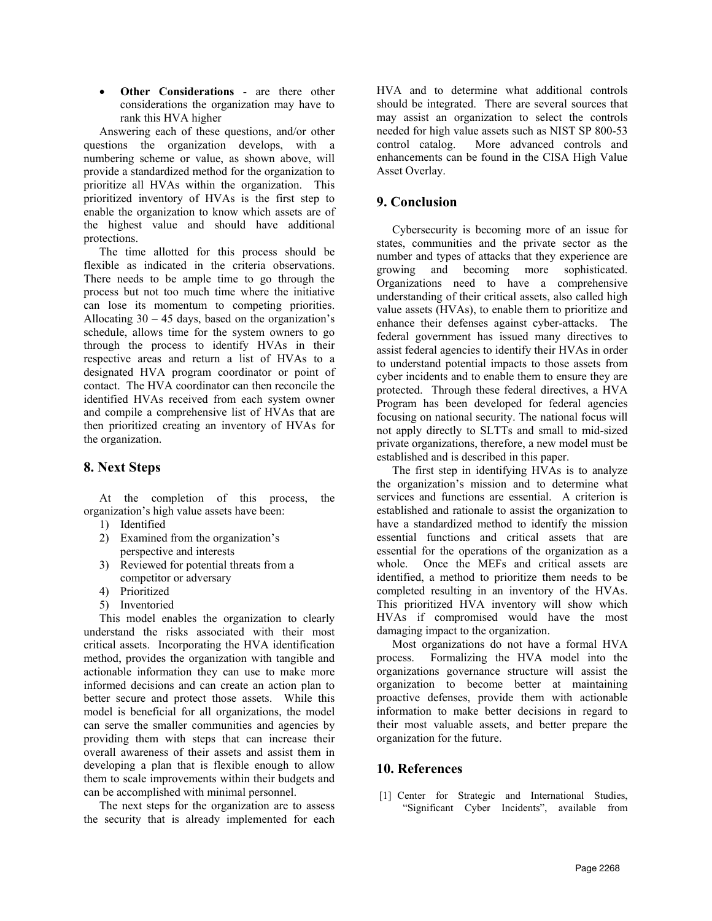- **Other Considerations** - are there other considerations the organization may have to rank this HVA higher

Answering each of these questions, and/or other questions the organization develops, with a numbering scheme or value, as shown above, will provide a standardized method for the organization to prioritize all HVAs within the organization. This prioritized inventory of HVAs is the first step to enable the organization to know which assets are of the highest value and should have additional protections.

The time allotted for this process should be flexible as indicated in the criteria observations. There needs to be ample time to go through the process but not too much time where the initiative can lose its momentum to competing priorities. Allocating 30 – 45 days, based on the organization's schedule, allows time for the system owners to go through the process to identify HVAs in their respective areas and return a list of HVAs to a designated HVA program coordinator or point of contact. The HVA coordinator can then reconcile the identified HVAs received from each system owner and compile a comprehensive list of HVAs that are then prioritized creating an inventory of HVAs for the organization.

## 8. Next Steps

At the completion of this process, the organization's high value assets have been:

1) Identified
2) Examined from the organization's perspective and interests
3) Reviewed for potential threats from a competitor or adversary
4) Prioritized
5) Inventoried

This model enables the organization to clearly understand the risks associated with their most critical assets. Incorporating the HVA identification method, provides the organization with tangible and actionable information they can use to make more informed decisions and can create an action plan to better secure and protect those assets. While this model is beneficial for all organizations, the model can serve the smaller communities and agencies by providing them with steps that can increase their overall awareness of their assets and assist them in developing a plan that is flexible enough to allow them to scale improvements within their budgets and can be accomplished with minimal personnel.

The next steps for the organization are to assess the security that is already implemented for each HVA and to determine what additional controls should be integrated. There are several sources that may assist an organization to select the controls needed for high value assets such as NIST SP 800-53 control catalog. More advanced controls and enhancements can be found in the CISA High Value Asset Overlay.

## 9. Conclusion

Cybersecurity is becoming more of an issue for states, communities and the private sector as the number and types of attacks that they experience are growing and becoming more sophisticated. Organizations need to have a comprehensive understanding of their critical assets, also called high value assets (HVAs), to enable them to prioritize and enhance their defenses against cyber-attacks. The federal government has issued many directives to assist federal agencies to identify their HVAs in order to understand potential impacts to those assets from cyber incidents and to enable them to ensure they are protected. Through these federal directives, a HVA Program has been developed for federal agencies focusing on national security. The national focus will not apply directly to SLTTs and small to mid-sized private organizations, therefore, a new model must be established and is described in this paper.

The first step in identifying HVAs is to analyze the organization's mission and to determine what services and functions are essential. A criterion is established and rationale to assist the organization to have a standardized method to identify the mission essential functions and critical assets that are essential for the operations of the organization as a whole. Once the MEFs and critical assets are identified, a method to prioritize them needs to be completed resulting in an inventory of the HVAs. This prioritized HVA inventory will show which HVAs if compromised would have the most damaging impact to the organization.

Most organizations do not have a formal HVA process. Formalizing the HVA model into the organizations governance structure will assist the organization to become better at maintaining proactive defenses, provide them with actionable information to make better decisions in regard to their most valuable assets, and better prepare the organization for the future.

## 10. References

[1] Center for Strategic and International Studies, "Significant Cyber Incidents", available from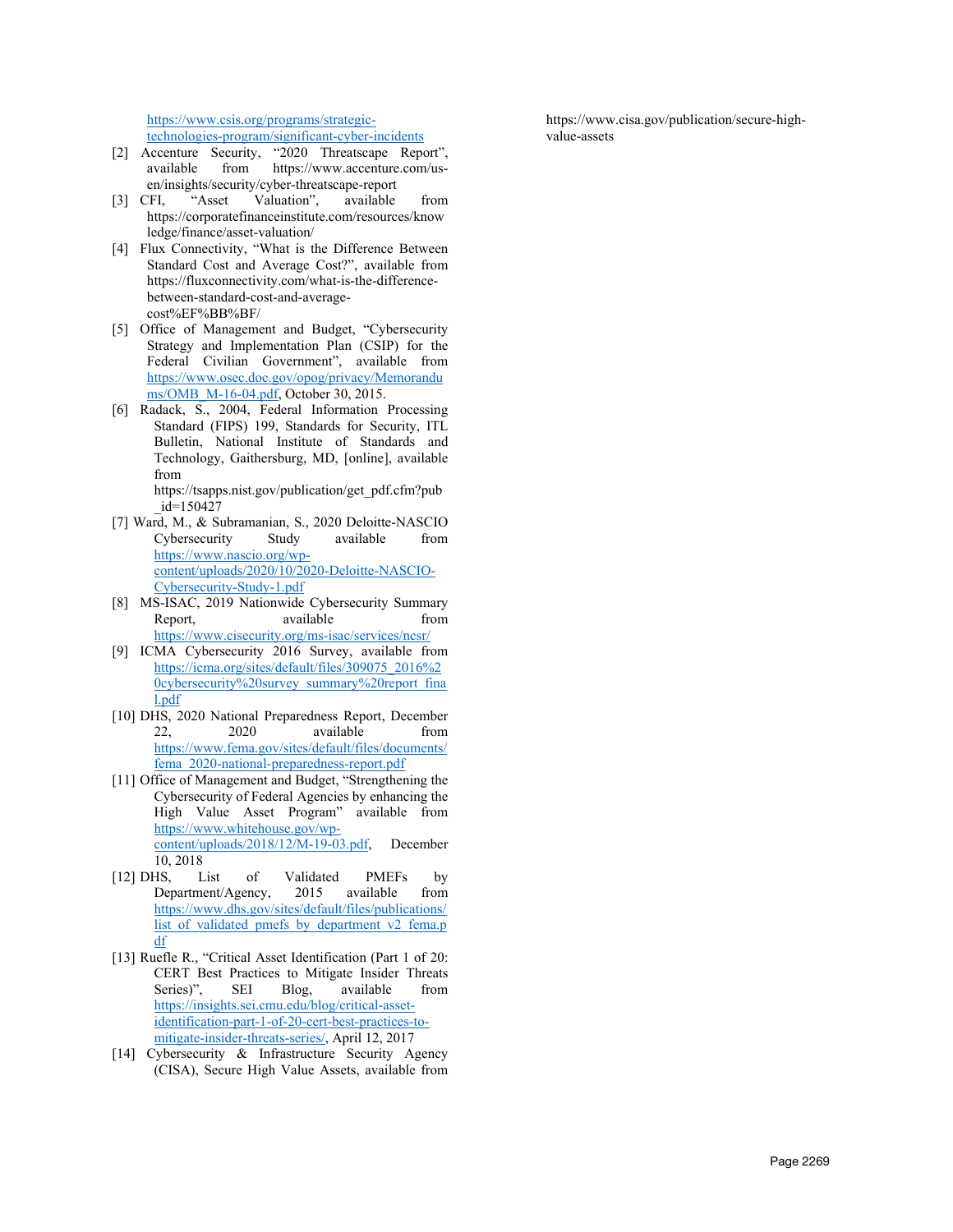https://www.csis.org/programs/strategic-technologies-program/significant-cyber-incidents

[2] Accenture Security, "2020 Threatscape Report", available from https://www.accenture.com/us-en/insights/security/cyber-threatscape-report

[3] CFI, "Asset Valuation", available from https://corporatefinanceinstitute.com/resources/knowledge/finance/asset-valuation/

[4] Flux Connectivity, "What is the Difference Between Standard Cost and Average Cost?", available from https://fluxconnectivity.com/what-is-the-difference-between-standard-cost-and-average-cost%EF%BB%BF/

[5] Office of Management and Budget, "Cybersecurity Strategy and Implementation Plan (CSIP) for the Federal Civilian Government", available from https://www.osec.doc.gov/opog/privacy/Memorandums/OMB_M-16-04.pdf, October 30, 2015.

[6] Radack, S., 2004, Federal Information Processing Standard (FIPS) 199, Standards for Security, ITL Bulletin, National Institute of Standards and Technology, Gaithersburg, MD, [online], available from https://tsapps.nist.gov/publication/get_pdf.cfm?pub_id=150427

[7] Ward, M., & Subramanian, S., 2020 Deloitte-NASCIO Cybersecurity Study available from https://www.nascio.org/wp-content/uploads/2020/10/2020-Deloitte-NASCIO-Cybersecurity-Study-1.pdf

[8] MS-ISAC, 2019 Nationwide Cybersecurity Summary Report, available from https://www.cisecurity.org/ms-isac/services/ncsr/

[9] ICMA Cybersecurity 2016 Survey, available from https://icma.org/sites/default/files/309075_2016%20cybersecurity%20survey_summary%20report_final.pdf

[10] DHS, 2020 National Preparedness Report, December 22, 2020 available from https://www.fema.gov/sites/default/files/documents/fema_2020-national-preparedness-report.pdf

[11] Office of Management and Budget, "Strengthening the Cybersecurity of Federal Agencies by enhancing the High Value Asset Program" available from https://www.whitehouse.gov/wp-content/uploads/2018/12/M-19-03.pdf, December 10, 2018

[12] DHS, List of Validated PMEFs by Department/Agency, 2015 available from https://www.dhs.gov/sites/default/files/publications/list_of_validated_pmefs_by_department_v2_fema.pdf

[13] Ruefle R., "Critical Asset Identification (Part 1 of 20: CERT Best Practices to Mitigate Insider Threats Series)", SEI Blog, available from https://insights.sei.cmu.edu/blog/critical-asset-identification-part-1-of-20-cert-best-practices-to-mitigate-insider-threats-series/, April 12, 2017

[14] Cybersecurity & Infrastructure Security Agency (CISA), Secure High Value Assets, available from https://www.cisa.gov/publication/secure-high-value-assets